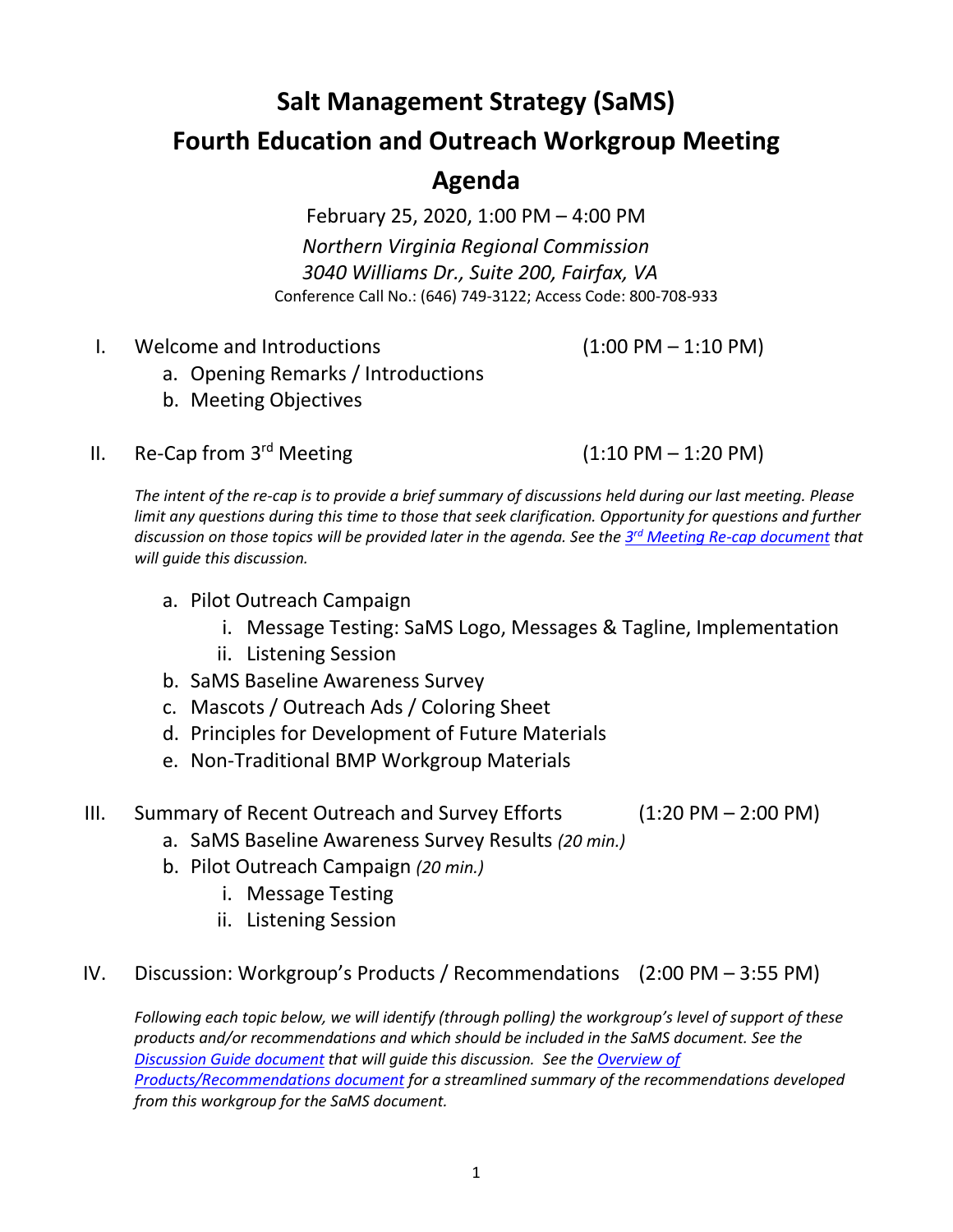# Salt Management Strategy (SaMS)

# Fourth Education and Outreach Workgroup Meeting

# Agenda

February 25, 2020, 1:00 PM – 4:00 PM

*Northern Virginia Regional Commission*

*3040 Williams Dr., Suite 200, Fairfax, VA*

Conference Call No.: (646) 749-3122; Access Code: 800-708-933

I. Welcome and Introductions (1:00 PM – 1:10 PM)

   a. Opening Remarks / Introductions
   
   b. Meeting Objectives

II. Re-Cap from 3rd Meeting (1:10 PM – 1:20 PM)

   *The intent of the re-cap is to provide a brief summary of discussions held during our last meeting. Please limit any questions during this time to those that seek clarification. Opportunity for questions and further discussion on those topics will be provided later in the agenda. See the 3rd Meeting Re-cap document that will guide this discussion.*

   a. Pilot Outreach Campaign
      
      i. Message Testing: SaMS Logo, Messages & Tagline, Implementation
      
      ii. Listening Session
   
   b. SaMS Baseline Awareness Survey
   
   c. Mascots / Outreach Ads / Coloring Sheet
   
   d. Principles for Development of Future Materials
   
   e. Non-Traditional BMP Workgroup Materials

III. Summary of Recent Outreach and Survey Efforts (1:20 PM – 2:00 PM)

   a. SaMS Baseline Awareness Survey Results *(20 min.)*
   
   b. Pilot Outreach Campaign *(20 min.)*
      
      i. Message Testing
      
      ii. Listening Session

IV. Discussion: Workgroup's Products / Recommendations (2:00 PM – 3:55 PM)

   *Following each topic below, we will identify (through polling) the workgroup's level of support of these products and/or recommendations and which should be included in the SaMS document. See the Discussion Guide document that will guide this discussion. See the Overview of Products/Recommendations document for a streamlined summary of the recommendations developed from this workgroup for the SaMS document.*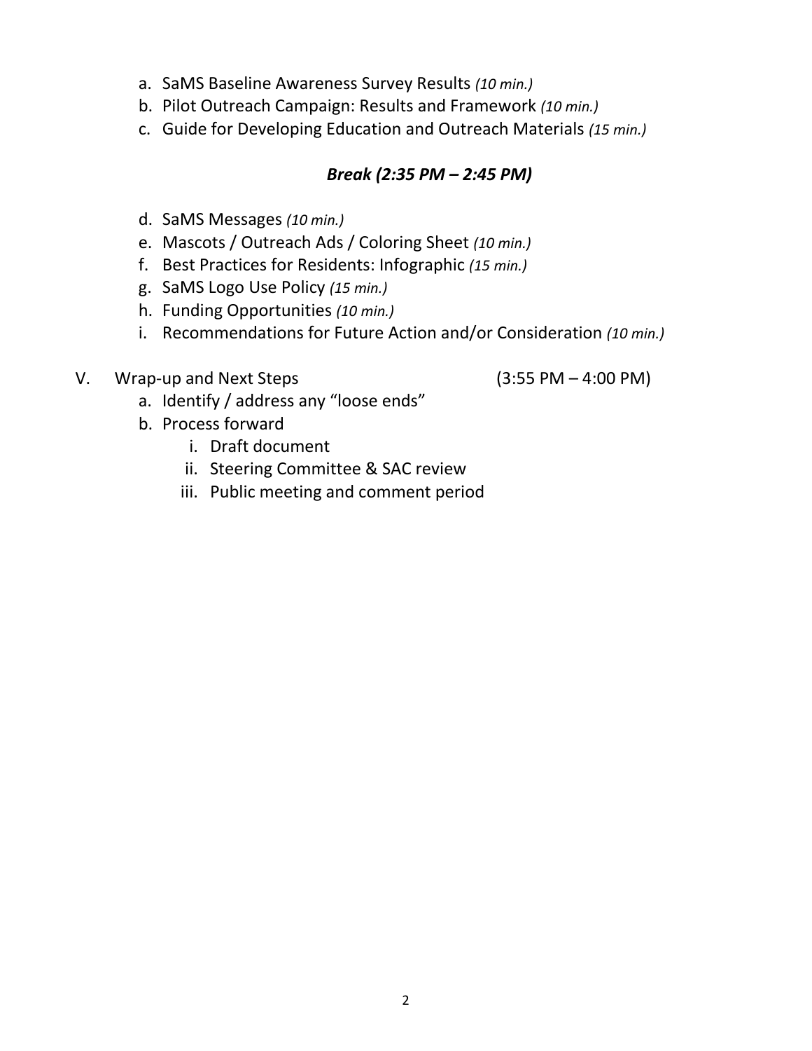a. SaMS Baseline Awareness Survey Results *(10 min.)*
b. Pilot Outreach Campaign: Results and Framework *(10 min.)*
c. Guide for Developing Education and Outreach Materials *(15 min.)*

***Break (2:35 PM – 2:45 PM)***

d. SaMS Messages *(10 min.)*
e. Mascots / Outreach Ads / Coloring Sheet *(10 min.)*
f. Best Practices for Residents: Infographic *(15 min.)*
g. SaMS Logo Use Policy *(15 min.)*
h. Funding Opportunities *(10 min.)*
i. Recommendations for Future Action and/or Consideration *(10 min.)*

V. Wrap-up and Next Steps (3:55 PM – 4:00 PM)
   a. Identify / address any "loose ends"
   b. Process forward
      i. Draft document
      ii. Steering Committee & SAC review
      iii. Public meeting and comment period